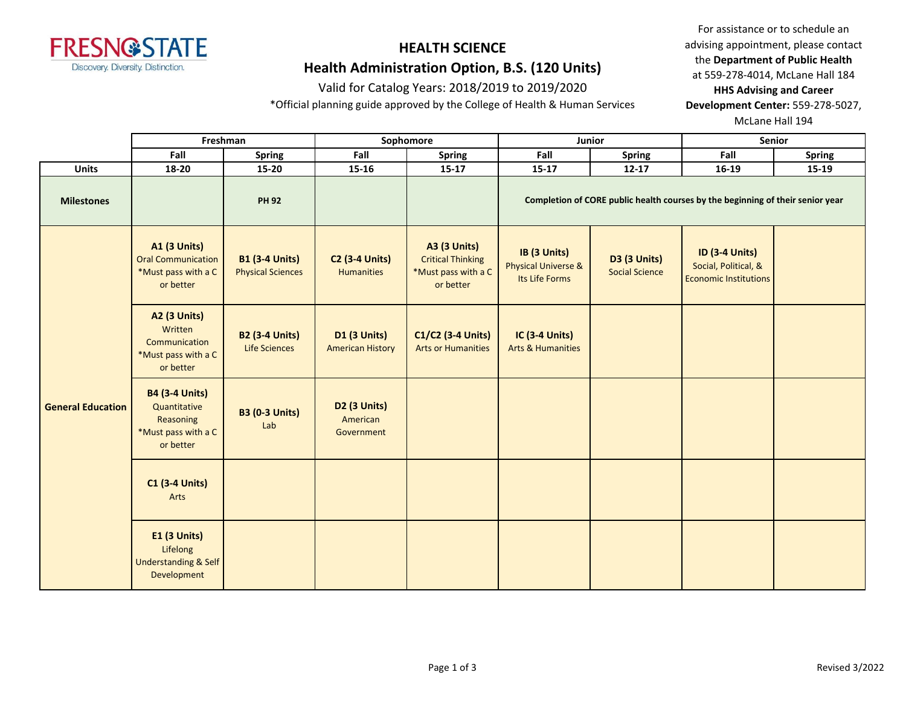FRESNO STATE
Discovery. Diversity. Distinction.

# HEALTH SCIENCE

## Health Administration Option, B.S. (120 Units)

Valid for Catalog Years: 2018/2019 to 2019/2020

*Official planning guide approved by the College of Health & Human Services

For assistance or to schedule an advising appointment, please contact the **Department of Public Health** at 559-278-4014, McLane Hall 184
**HHS Advising and Career Development Center:** 559-278-5027, McLane Hall 194

| | Freshman | | Sophomore | | Junior | | Senior | |
|---|---|---|---|---|---|---|---|---|
| | **Fall** | **Spring** | **Fall** | **Spring** | **Fall** | **Spring** | **Fall** | **Spring** |
| **Units** | **18-20** | **15-20** | **15-16** | **15-17** | **15-17** | **12-17** | **16-19** | **15-19** |
| **Milestones** | | **PH 92** | | | **Completion of CORE public health courses by the beginning of their senior year** | | | |
| **General Education** | **A1 (3 Units)** Oral Communication *Must pass with a C or better | **B1 (3-4 Units)** Physical Sciences | **C2 (3-4 Units)** Humanities | **A3 (3 Units)** Critical Thinking *Must pass with a C or better | **IB (3 Units)** Physical Universe & Its Life Forms | **D3 (3 Units)** Social Science | **ID (3-4 Units)** Social, Political, & Economic Institutions | |
| | **A2 (3 Units)** Written Communication *Must pass with a C or better | **B2 (3-4 Units)** Life Sciences | **D1 (3 Units)** American History | **C1/C2 (3-4 Units)** Arts or Humanities | **IC (3-4 Units)** Arts & Humanities | | | |
| | **B4 (3-4 Units)** Quantitative Reasoning *Must pass with a C or better | **B3 (0-3 Units)** Lab | **D2 (3 Units)** American Government | | | | | |
| | **C1 (3-4 Units)** Arts | | | | | | | |
| | **E1 (3 Units)** Lifelong Understanding & Self Development | | | | | | | |

Revised 3/2022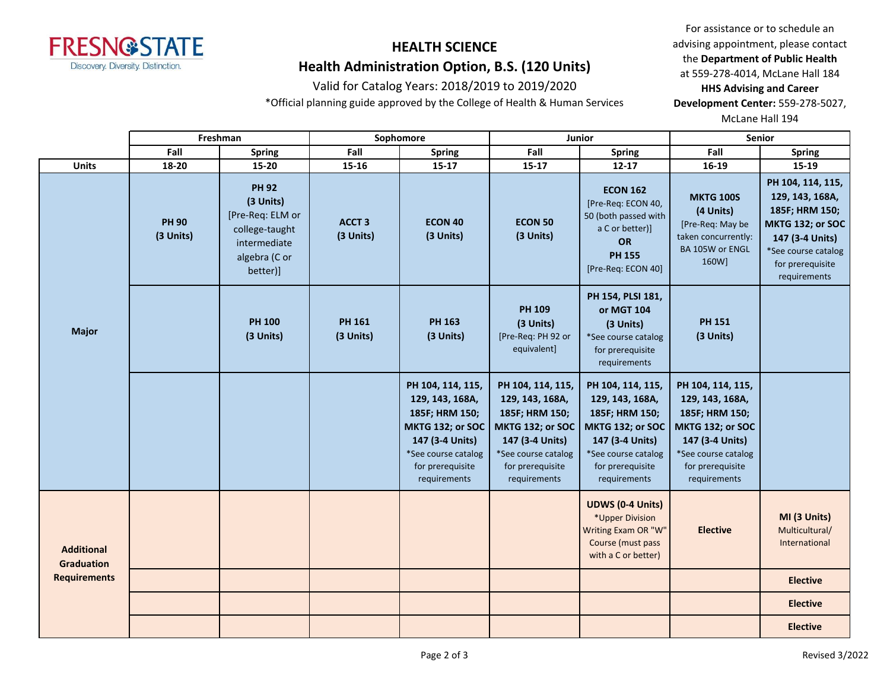# HEALTH SCIENCE

## Health Administration Option, B.S. (120 Units)

Valid for Catalog Years: 2018/2019 to 2019/2020

*Official planning guide approved by the College of Health & Human Services

For assistance or to schedule an advising appointment, please contact the **Department of Public Health** at 559-278-4014, McLane Hall 184
**HHS Advising and Career Development Center:** 559-278-5027, McLane Hall 194

| | Freshman | | Sophomore | | Junior | | Senior | |
|---|---|---|---|---|---|---|---|---|
| | Fall | Spring | Fall | Spring | Fall | Spring | Fall | Spring |
| **Units** | 18-20 | 15-20 | 15-16 | 15-17 | 15-17 | 12-17 | 16-19 | 15-19 |
| **Major** | **PH 90 (3 Units)** | **PH 92 (3 Units)** [Pre-Req: ELM or college-taught intermediate algebra (C or better)] | **ACCT 3 (3 Units)** | **ECON 40 (3 Units)** | **ECON 50 (3 Units)** | **ECON 162** [Pre-Req: ECON 40, 50 (both passed with a C or better)] **OR PH 155** [Pre-Req: ECON 40] | **MKTG 100S (4 Units)** [Pre-Req: May be taken concurrently: BA 105W or ENGL 160W] | **PH 104, 114, 115, 129, 143, 168A, 185F; HRM 150; MKTG 132; or SOC 147 (3-4 Units)** *See course catalog for prerequisite requirements |
| **Major** | | **PH 100 (3 Units)** | **PH 161 (3 Units)** | **PH 163 (3 Units)** | **PH 109 (3 Units)** [Pre-Req: PH 92 or equivalent] | **PH 154, PLSI 181, or MGT 104 (3 Units)** *See course catalog for prerequisite requirements | **PH 151 (3 Units)** | |
| **Major** | | | | **PH 104, 114, 115, 129, 143, 168A, 185F; HRM 150; MKTG 132; or SOC 147 (3-4 Units)** *See course catalog for prerequisite requirements | **PH 104, 114, 115, 129, 143, 168A, 185F; HRM 150; MKTG 132; or SOC 147 (3-4 Units)** *See course catalog for prerequisite requirements | **PH 104, 114, 115, 129, 143, 168A, 185F; HRM 150; MKTG 132; or SOC 147 (3-4 Units)** *See course catalog for prerequisite requirements | **PH 104, 114, 115, 129, 143, 168A, 185F; HRM 150; MKTG 132; or SOC 147 (3-4 Units)** *See course catalog for prerequisite requirements | |
| **Additional Graduation Requirements** | | | | | | **UDWS (0-4 Units)** *Upper Division Writing Exam OR "W" Course (must pass with a C or better) | **Elective** | **MI (3 Units)** Multicultural/ International |
| **Additional Graduation Requirements** | | | | | | | | **Elective** |
| **Additional Graduation Requirements** | | | | | | | | **Elective** |
| **Additional Graduation Requirements** | | | | | | | | **Elective** |

Revised 3/2022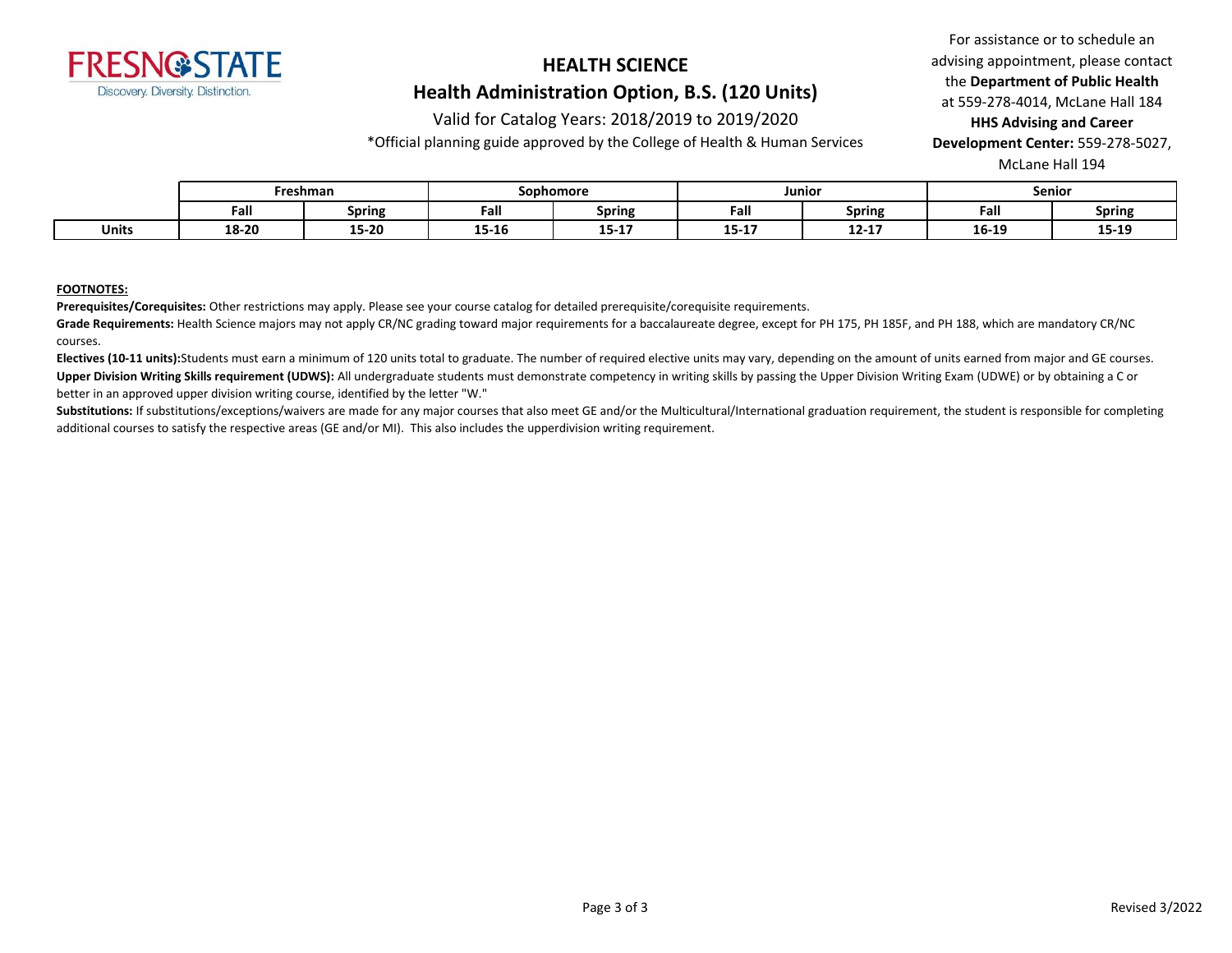# HEALTH SCIENCE

## Health Administration Option, B.S. (120 Units)

Valid for Catalog Years: 2018/2019 to 2019/2020

*Official planning guide approved by the College of Health & Human Services

For assistance or to schedule an advising appointment, please contact the **Department of Public Health** at 559-278-4014, McLane Hall 184
**HHS Advising and Career Development Center:** 559-278-5027, McLane Hall 194

| | Freshman | | Sophomore | | Junior | | Senior | |
|---|---|---|---|---|---|---|---|---|
| | Fall | Spring | Fall | Spring | Fall | Spring | Fall | Spring |
| **Units** | 18-20 | 15-20 | 15-16 | 15-17 | 15-17 | 12-17 | 16-19 | 15-19 |

**FOOTNOTES:**

**Prerequisites/Corequisites:** Other restrictions may apply. Please see your course catalog for detailed prerequisite/corequisite requirements.

**Grade Requirements:** Health Science majors may not apply CR/NC grading toward major requirements for a baccalaureate degree, except for PH 175, PH 185F, and PH 188, which are mandatory CR/NC courses.

**Electives (10-11 units):**Students must earn a minimum of 120 units total to graduate. The number of required elective units may vary, depending on the amount of units earned from major and GE courses.

**Upper Division Writing Skills requirement (UDWS):** All undergraduate students must demonstrate competency in writing skills by passing the Upper Division Writing Exam (UDWE) or by obtaining a C or better in an approved upper division writing course, identified by the letter "W."

**Substitutions:** If substitutions/exceptions/waivers are made for any major courses that also meet GE and/or the Multicultural/International graduation requirement, the student is responsible for completing additional courses to satisfy the respective areas (GE and/or MI). This also includes the upperdivision writing requirement.

Revised 3/2022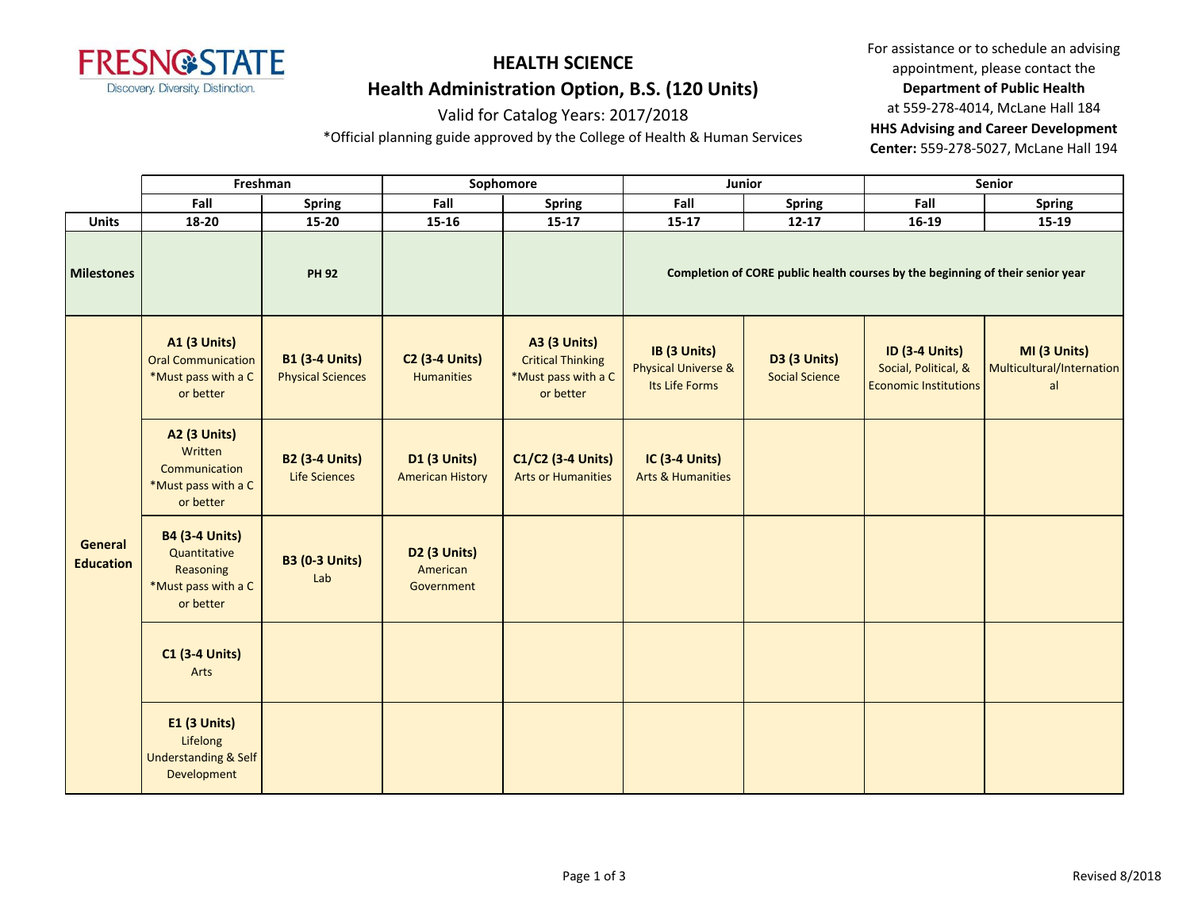# HEALTH SCIENCE

## Health Administration Option, B.S. (120 Units)

Valid for Catalog Years: 2017/2018

*Official planning guide approved by the College of Health & Human Services

For assistance or to schedule an advising appointment, please contact the **Department of Public Health** at 559-278-4014, McLane Hall 184 **HHS Advising and Career Development Center:** 559-278-5027, McLane Hall 194

| | Freshman | | Sophomore | | Junior | | Senior | |
|---|---|---|---|---|---|---|---|---|
| | Fall | Spring | Fall | Spring | Fall | Spring | Fall | Spring |
| **Units** | 18-20 | 15-20 | 15-16 | 15-17 | 15-17 | 12-17 | 16-19 | 15-19 |
| **Milestones** | | PH 92 | | | Completion of CORE public health courses by the beginning of their senior year | | | |
| **General Education** | **A1 (3 Units)** Oral Communication *Must pass with a C or better | **B1 (3-4 Units)** Physical Sciences | **C2 (3-4 Units)** Humanities | **A3 (3 Units)** Critical Thinking *Must pass with a C or better | **IB (3 Units)** Physical Universe & Its Life Forms | **D3 (3 Units)** Social Science | **ID (3-4 Units)** Social, Political, & Economic Institutions | **MI (3 Units)** Multicultural/International |
| | **A2 (3 Units)** Written Communication *Must pass with a C or better | **B2 (3-4 Units)** Life Sciences | **D1 (3 Units)** American History | **C1/C2 (3-4 Units)** Arts or Humanities | **IC (3-4 Units)** Arts & Humanities | | | |
| | **B4 (3-4 Units)** Quantitative Reasoning *Must pass with a C or better | **B3 (0-3 Units)** Lab | **D2 (3 Units)** American Government | | | | | |
| | **C1 (3-4 Units)** Arts | | | | | | | |
| | **E1 (3 Units)** Lifelong Understanding & Self Development | | | | | | | |

Revised 8/2018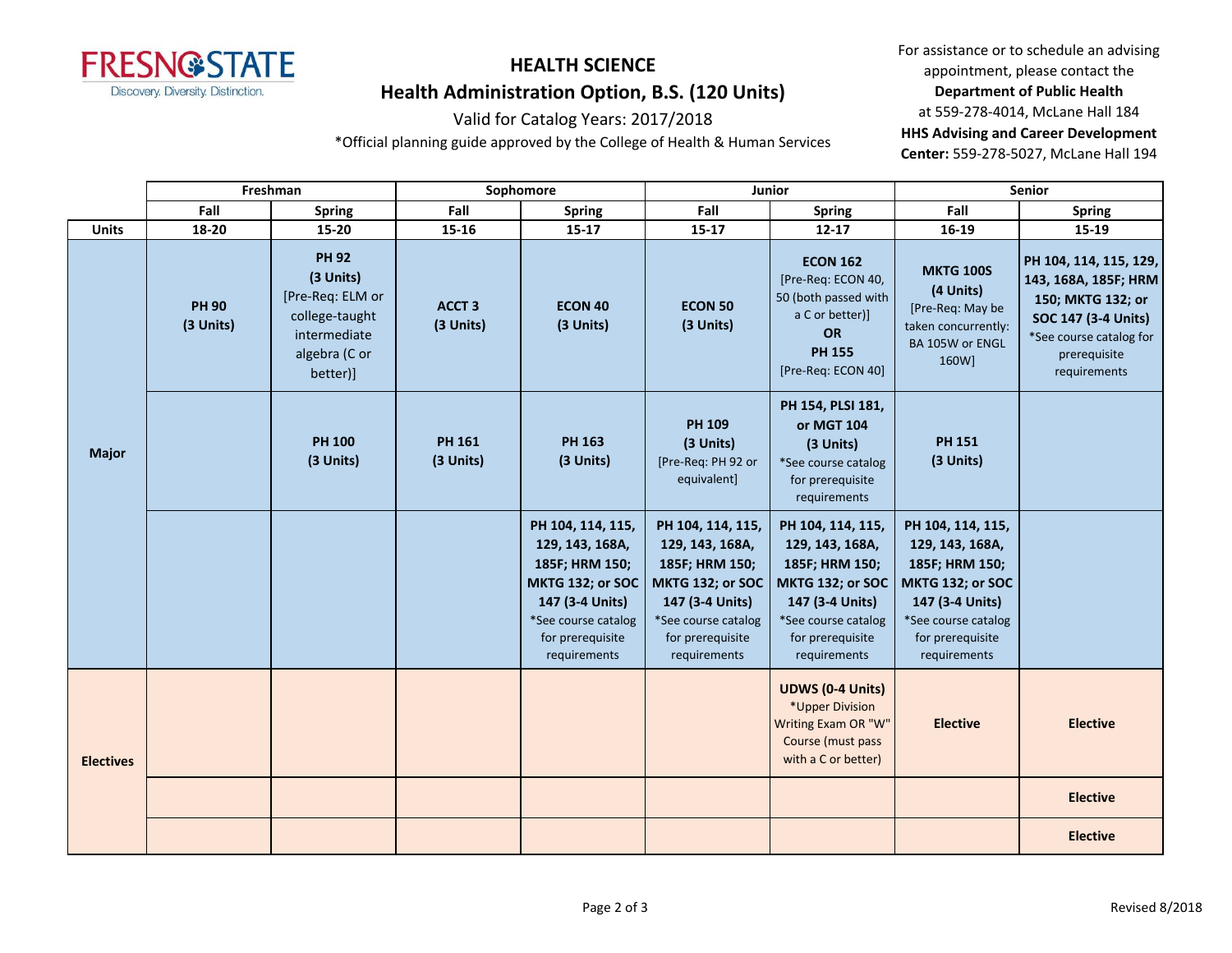# HEALTH SCIENCE

## Health Administration Option, B.S. (120 Units)

Valid for Catalog Years: 2017/2018

*Official planning guide approved by the College of Health & Human Services

For assistance or to schedule an advising appointment, please contact the **Department of Public Health** at 559-278-4014, McLane Hall 184
**HHS Advising and Career Development Center:** 559-278-5027, McLane Hall 194

| | Freshman | | Sophomore | | Junior | | Senior | |
|---|---|---|---|---|---|---|---|---|
| | **Fall** | **Spring** | **Fall** | **Spring** | **Fall** | **Spring** | **Fall** | **Spring** |
| **Units** | **18-20** | **15-20** | **15-16** | **15-17** | **15-17** | **12-17** | **16-19** | **15-19** |
| **Major** | **PH 90 (3 Units)** | **PH 92 (3 Units)** [Pre-Req: ELM or college-taught intermediate algebra (C or better)] | **ACCT 3 (3 Units)** | **ECON 40 (3 Units)** | **ECON 50 (3 Units)** | **ECON 162** [Pre-Req: ECON 40, 50 (both passed with a C or better)] **OR** **PH 155** [Pre-Req: ECON 40] | **MKTG 100S (4 Units)** [Pre-Req: May be taken concurrently: BA 105W or ENGL 160W] | **PH 104, 114, 115, 129, 143, 168A, 185F; HRM 150; MKTG 132; or SOC 147 (3-4 Units)** *See course catalog for prerequisite requirements |
| | | **PH 100 (3 Units)** | **PH 161 (3 Units)** | **PH 163 (3 Units)** | **PH 109 (3 Units)** [Pre-Req: PH 92 or equivalent] | **PH 154, PLSI 181, or MGT 104 (3 Units)** *See course catalog for prerequisite requirements | **PH 151 (3 Units)** | |
| | | | | **PH 104, 114, 115, 129, 143, 168A, 185F; HRM 150; MKTG 132; or SOC 147 (3-4 Units)** *See course catalog for prerequisite requirements | **PH 104, 114, 115, 129, 143, 168A, 185F; HRM 150; MKTG 132; or SOC 147 (3-4 Units)** *See course catalog for prerequisite requirements | **PH 104, 114, 115, 129, 143, 168A, 185F; HRM 150; MKTG 132; or SOC 147 (3-4 Units)** *See course catalog for prerequisite requirements | **PH 104, 114, 115, 129, 143, 168A, 185F; HRM 150; MKTG 132; or SOC 147 (3-4 Units)** *See course catalog for prerequisite requirements | |
| **Electives** | | | | | | **UDWS (0-4 Units)** *Upper Division Writing Exam OR "W" Course (must pass with a C or better) | **Elective** | **Elective** |
| | | | | | | | | **Elective** |
| | | | | | | | | **Elective** |

Revised 8/2018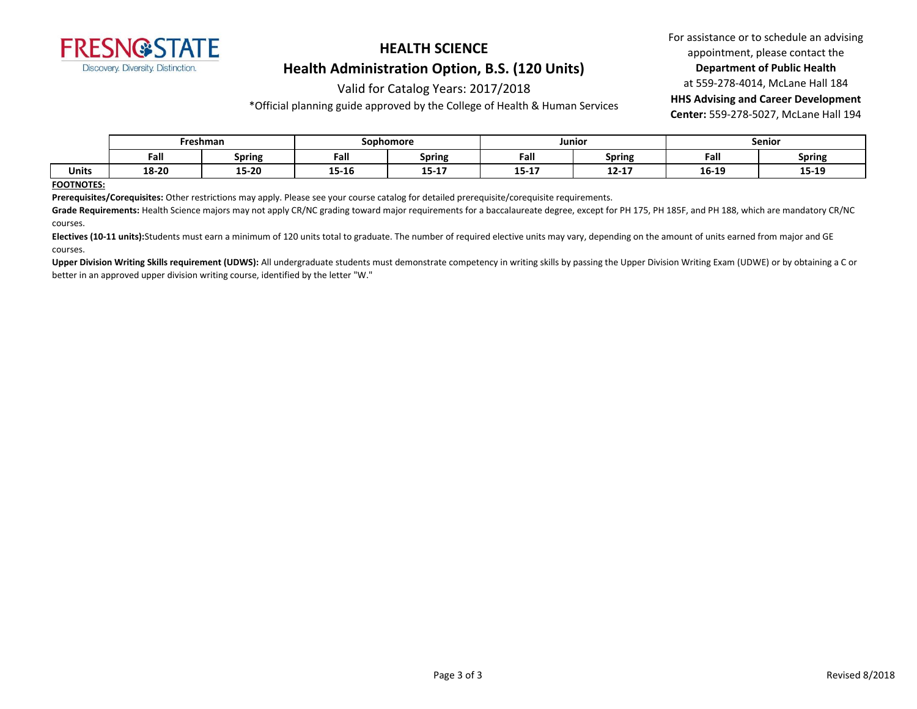# HEALTH SCIENCE

## Health Administration Option, B.S. (120 Units)

Valid for Catalog Years: 2017/2018

*Official planning guide approved by the College of Health & Human Services

For assistance or to schedule an advising appointment, please contact the **Department of Public Health** at 559-278-4014, McLane Hall 184
**HHS Advising and Career Development Center:** 559-278-5027, McLane Hall 194

| | Freshman | | Sophomore | | Junior | | Senior | |
|---|---|---|---|---|---|---|---|---|
| | Fall | Spring | Fall | Spring | Fall | Spring | Fall | Spring |
| **Units** | 18-20 | 15-20 | 15-16 | 15-17 | 15-17 | 12-17 | 16-19 | 15-19 |

**FOOTNOTES:**

**Prerequisites/Corequisites:** Other restrictions may apply. Please see your course catalog for detailed prerequisite/corequisite requirements.

**Grade Requirements:** Health Science majors may not apply CR/NC grading toward major requirements for a baccalaureate degree, except for PH 175, PH 185F, and PH 188, which are mandatory CR/NC courses.

**Electives (10-11 units):** Students must earn a minimum of 120 units total to graduate. The number of required elective units may vary, depending on the amount of units earned from major and GE courses.

**Upper Division Writing Skills requirement (UDWS):** All undergraduate students must demonstrate competency in writing skills by passing the Upper Division Writing Exam (UDWE) or by obtaining a C or better in an approved upper division writing course, identified by the letter "W."

Revised 8/2018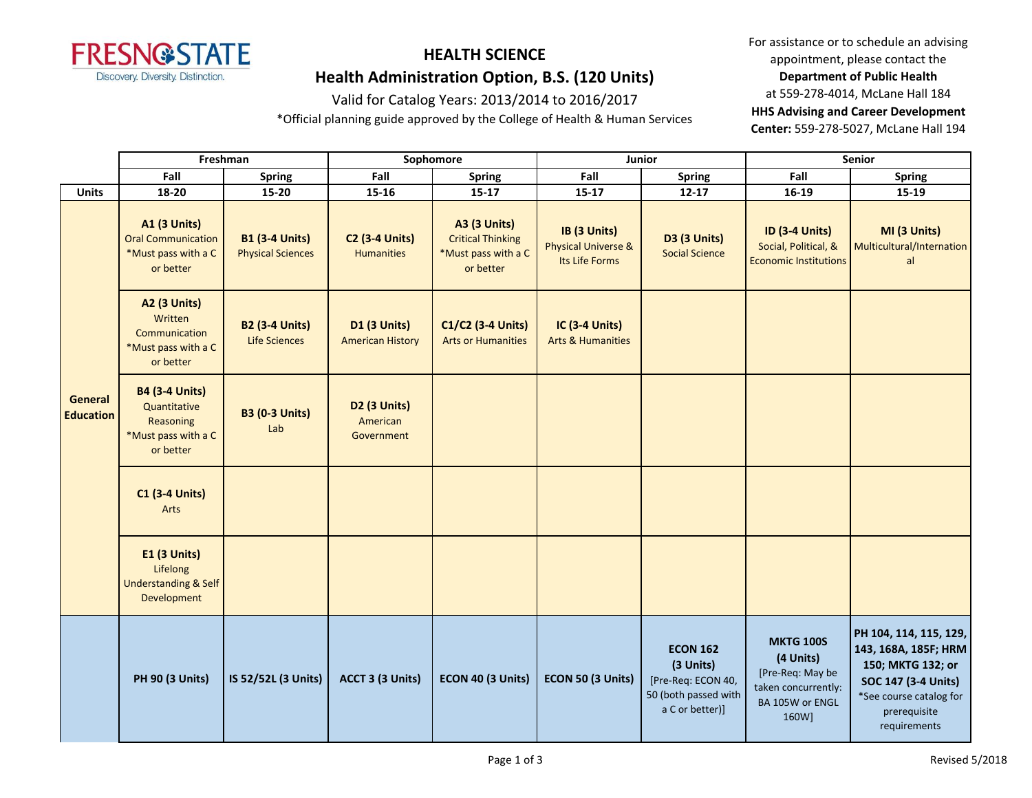FRESNO STATE
Discovery. Diversity. Distinction.

# HEALTH SCIENCE

## Health Administration Option, B.S. (120 Units)

Valid for Catalog Years: 2013/2014 to 2016/2017

*Official planning guide approved by the College of Health & Human Services

For assistance or to schedule an advising appointment, please contact the **Department of Public Health** at 559-278-4014, McLane Hall 184
**HHS Advising and Career Development Center:** 559-278-5027, McLane Hall 194

| | Freshman | | Sophomore | | Junior | | Senior | |
|---|---|---|---|---|---|---|---|---|
| | Fall | Spring | Fall | Spring | Fall | Spring | Fall | Spring |
| **Units** | 18-20 | 15-20 | 15-16 | 15-17 | 15-17 | 12-17 | 16-19 | 15-19 |
| **General Education** | **A1 (3 Units)** Oral Communication *Must pass with a C or better | **B1 (3-4 Units)** Physical Sciences | **C2 (3-4 Units)** Humanities | **A3 (3 Units)** Critical Thinking *Must pass with a C or better | **IB (3 Units)** Physical Universe & Its Life Forms | **D3 (3 Units)** Social Science | **ID (3-4 Units)** Social, Political, & Economic Institutions | **MI (3 Units)** Multicultural/International |
| | **A2 (3 Units)** Written Communication *Must pass with a C or better | **B2 (3-4 Units)** Life Sciences | **D1 (3 Units)** American History | **C1/C2 (3-4 Units)** Arts or Humanities | **IC (3-4 Units)** Arts & Humanities | | | |
| | **B4 (3-4 Units)** Quantitative Reasoning *Must pass with a C or better | **B3 (0-3 Units)** Lab | **D2 (3 Units)** American Government | | | | | |
| | **C1 (3-4 Units)** Arts | | | | | | | |
| | **E1 (3 Units)** Lifelong Understanding & Self Development | | | | | | | |
| | **PH 90 (3 Units)** | **IS 52/52L (3 Units)** | **ACCT 3 (3 Units)** | **ECON 40 (3 Units)** | **ECON 50 (3 Units)** | **ECON 162 (3 Units)** [Pre-Req: ECON 40, 50 (both passed with a C or better)] | **MKTG 100S (4 Units)** [Pre-Req: May be taken concurrently: BA 105W or ENGL 160W] | **PH 104, 114, 115, 129, 143, 168A, 185F; HRM 150; MKTG 132; or SOC 147 (3-4 Units)** *See course catalog for prerequisite requirements |

Revised 5/2018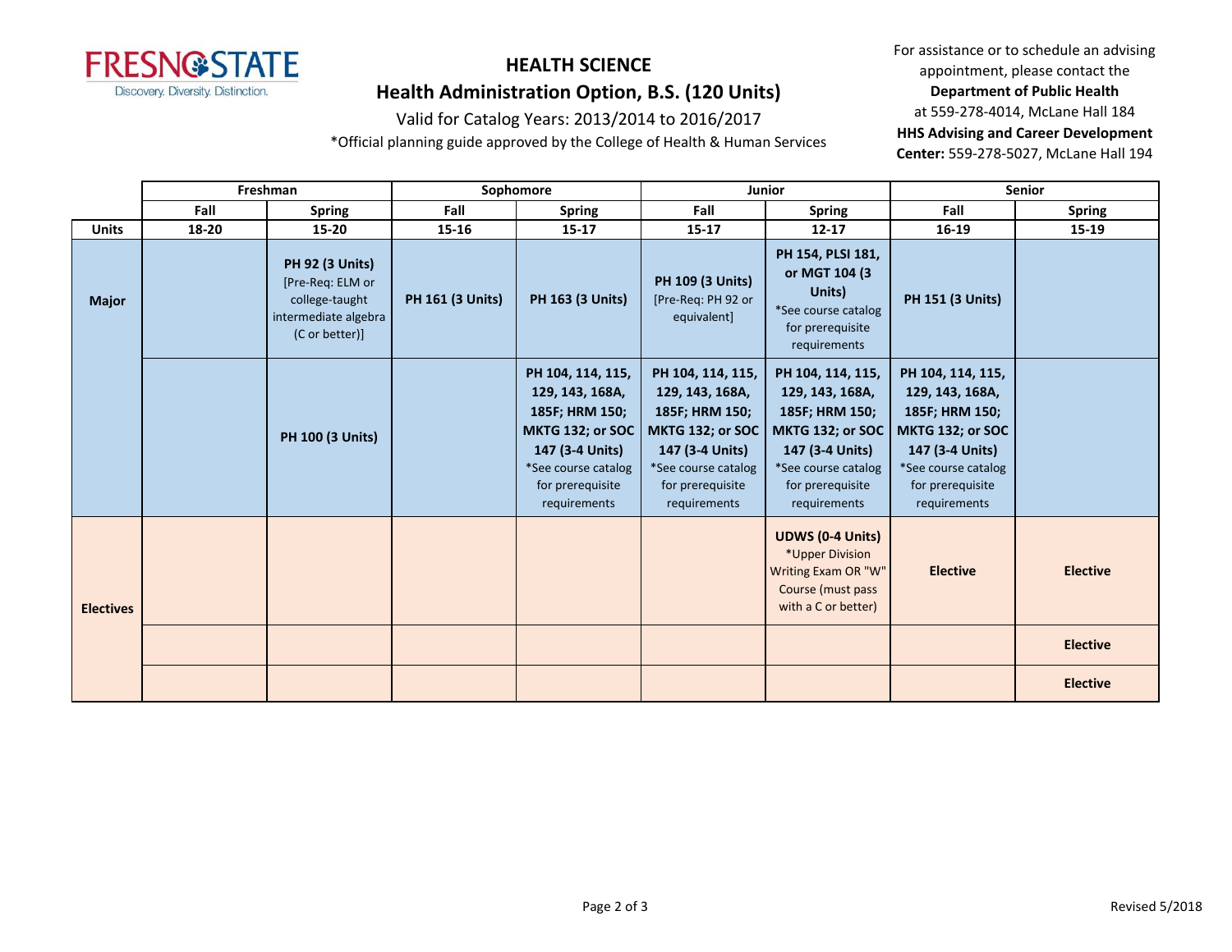FRESNO STATE
Discovery. Diversity. Distinction.

# HEALTH SCIENCE

## Health Administration Option, B.S. (120 Units)

Valid for Catalog Years: 2013/2014 to 2016/2017

*Official planning guide approved by the College of Health & Human Services

For assistance or to schedule an advising appointment, please contact the **Department of Public Health** at 559-278-4014, McLane Hall 184
**HHS Advising and Career Development Center:** 559-278-5027, McLane Hall 194

| | Freshman | | Sophomore | | Junior | | Senior | |
|---|---|---|---|---|---|---|---|---|
| | **Fall** | **Spring** | **Fall** | **Spring** | **Fall** | **Spring** | **Fall** | **Spring** |
| **Units** | **18-20** | **15-20** | **15-16** | **15-17** | **15-17** | **12-17** | **16-19** | **15-19** |
| **Major** | | **PH 92 (3 Units)** [Pre-Req: ELM or college-taught intermediate algebra (C or better)] | **PH 161 (3 Units)** | **PH 163 (3 Units)** | **PH 109 (3 Units)** [Pre-Req: PH 92 or equivalent] | **PH 154, PLSI 181, or MGT 104 (3 Units)** *See course catalog for prerequisite requirements | **PH 151 (3 Units)** | |
| | | **PH 100 (3 Units)** | | **PH 104, 114, 115, 129, 143, 168A, 185F; HRM 150; MKTG 132; or SOC 147 (3-4 Units)** *See course catalog for prerequisite requirements | **PH 104, 114, 115, 129, 143, 168A, 185F; HRM 150; MKTG 132; or SOC 147 (3-4 Units)** *See course catalog for prerequisite requirements | **PH 104, 114, 115, 129, 143, 168A, 185F; HRM 150; MKTG 132; or SOC 147 (3-4 Units)** *See course catalog for prerequisite requirements | **PH 104, 114, 115, 129, 143, 168A, 185F; HRM 150; MKTG 132; or SOC 147 (3-4 Units)** *See course catalog for prerequisite requirements | |
| **Electives** | | | | | | **UDWS (0-4 Units)** *Upper Division Writing Exam OR "W" Course (must pass with a C or better) | **Elective** | **Elective** |
| | | | | | | | | **Elective** |
| | | | | | | | | **Elective** |

Revised 5/2018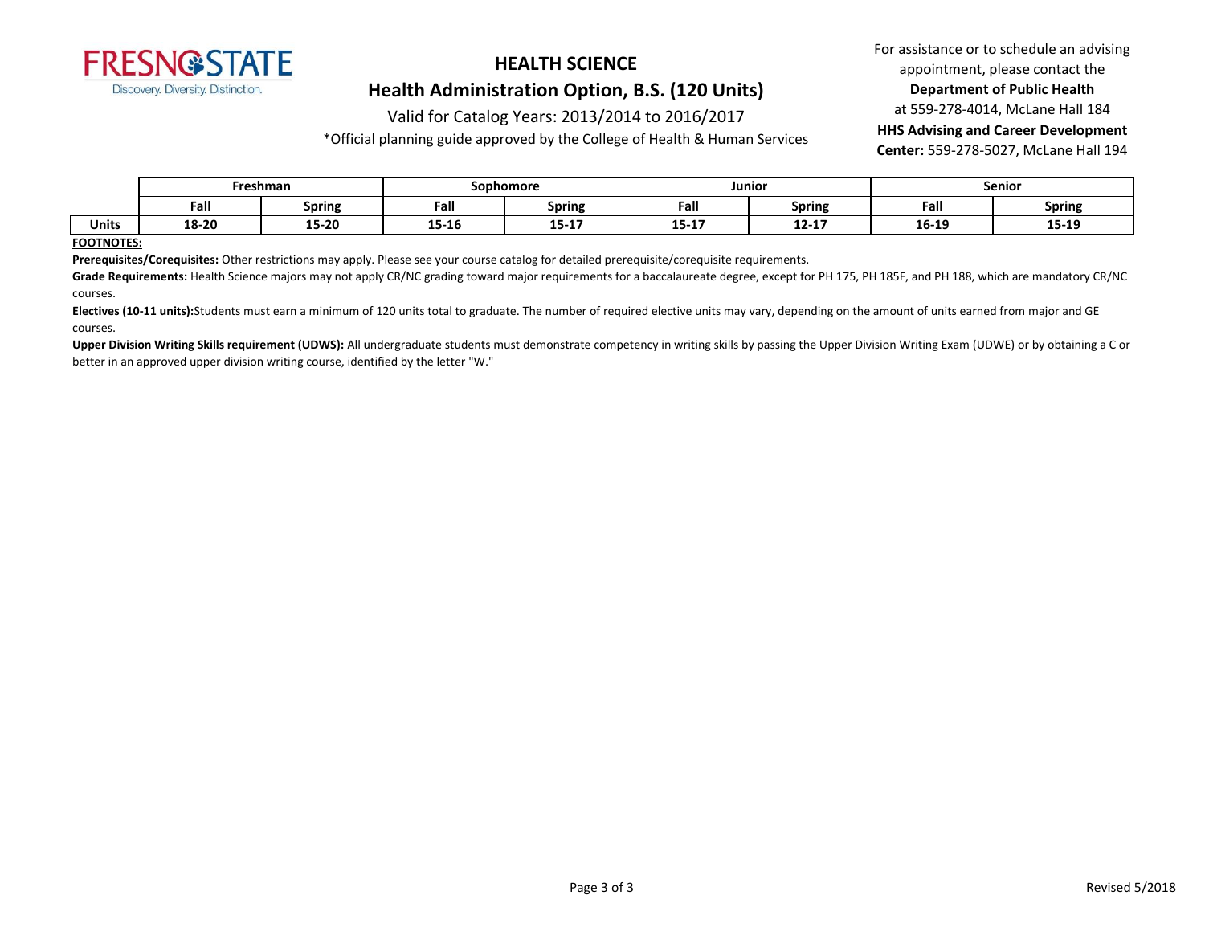# HEALTH SCIENCE

## Health Administration Option, B.S. (120 Units)

Valid for Catalog Years: 2013/2014 to 2016/2017

*Official planning guide approved by the College of Health & Human Services

For assistance or to schedule an advising appointment, please contact the **Department of Public Health** at 559-278-4014, McLane Hall 184

**HHS Advising and Career Development Center:** 559-278-5027, McLane Hall 194

| | Freshman | | Sophomore | | Junior | | Senior | |
|---|---|---|---|---|---|---|---|---|
| | **Fall** | **Spring** | **Fall** | **Spring** | **Fall** | **Spring** | **Fall** | **Spring** |
| **Units** | **18-20** | **15-20** | **15-16** | **15-17** | **15-17** | **12-17** | **16-19** | **15-19** |

**FOOTNOTES:**

**Prerequisites/Corequisites:** Other restrictions may apply. Please see your course catalog for detailed prerequisite/corequisite requirements.

**Grade Requirements:** Health Science majors may not apply CR/NC grading toward major requirements for a baccalaureate degree, except for PH 175, PH 185F, and PH 188, which are mandatory CR/NC courses.

**Electives (10-11 units):**Students must earn a minimum of 120 units total to graduate. The number of required elective units may vary, depending on the amount of units earned from major and GE courses.

**Upper Division Writing Skills requirement (UDWS):** All undergraduate students must demonstrate competency in writing skills by passing the Upper Division Writing Exam (UDWE) or by obtaining a C or better in an approved upper division writing course, identified by the letter "W."

Revised 5/2018